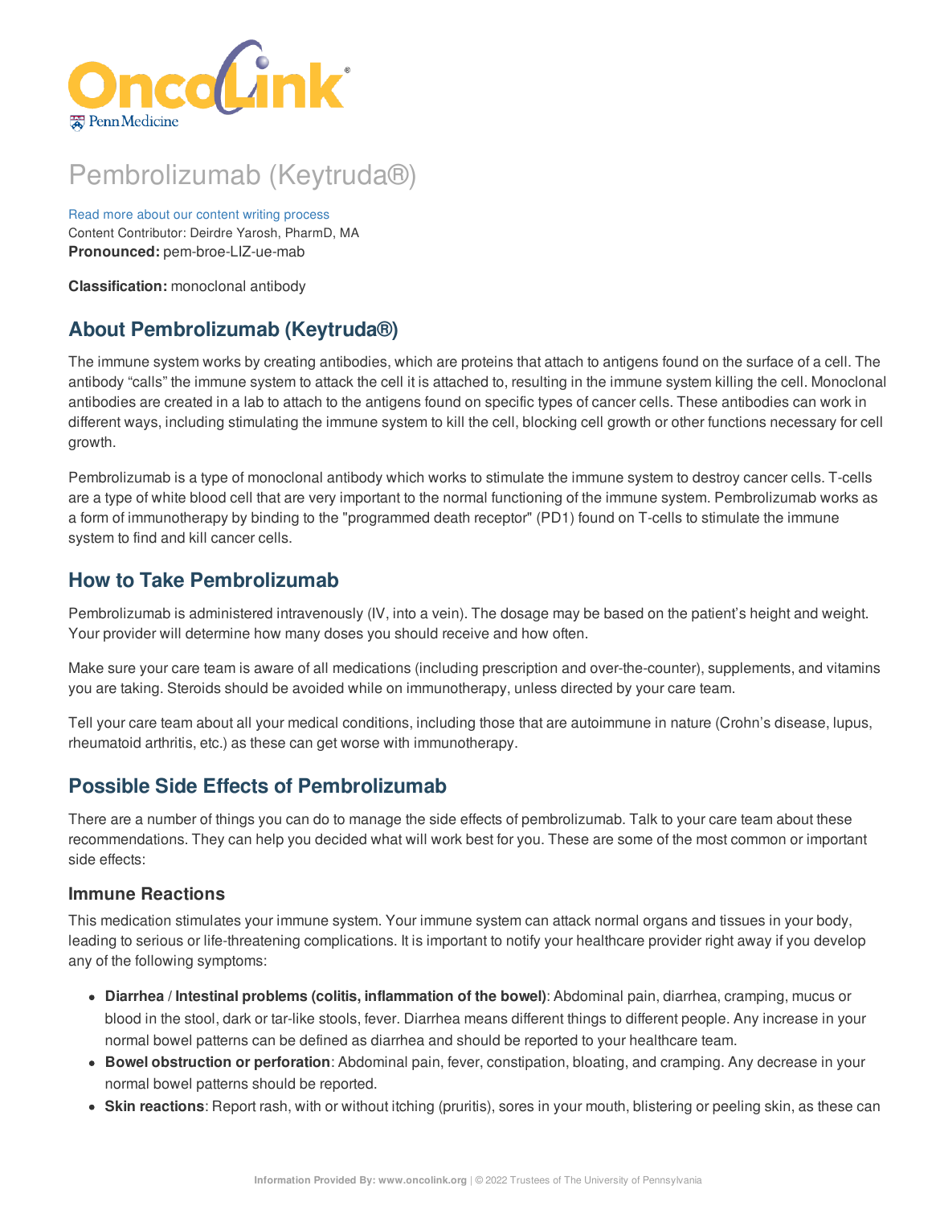# Pembrolizumab (Keytruda®)

Read more about our content writing process
Content Contributor: Deirdre Yarosh, PharmD, MA
**Pronounced:** pem-broe-LIZ-ue-mab

**Classification:** monoclonal antibody

## About Pembrolizumab (Keytruda®)

The immune system works by creating antibodies, which are proteins that attach to antigens found on the surface of a cell. The antibody "calls" the immune system to attack the cell it is attached to, resulting in the immune system killing the cell. Monoclonal antibodies are created in a lab to attach to the antigens found on specific types of cancer cells. These antibodies can work in different ways, including stimulating the immune system to kill the cell, blocking cell growth or other functions necessary for cell growth.

Pembrolizumab is a type of monoclonal antibody which works to stimulate the immune system to destroy cancer cells. T-cells are a type of white blood cell that are very important to the normal functioning of the immune system. Pembrolizumab works as a form of immunotherapy by binding to the "programmed death receptor" (PD1) found on T-cells to stimulate the immune system to find and kill cancer cells.

## How to Take Pembrolizumab

Pembrolizumab is administered intravenously (IV, into a vein). The dosage may be based on the patient's height and weight. Your provider will determine how many doses you should receive and how often.

Make sure your care team is aware of all medications (including prescription and over-the-counter), supplements, and vitamins you are taking. Steroids should be avoided while on immunotherapy, unless directed by your care team.

Tell your care team about all your medical conditions, including those that are autoimmune in nature (Crohn's disease, lupus, rheumatoid arthritis, etc.) as these can get worse with immunotherapy.

## Possible Side Effects of Pembrolizumab

There are a number of things you can do to manage the side effects of pembrolizumab. Talk to your care team about these recommendations. They can help you decided what will work best for you. These are some of the most common or important side effects:

### Immune Reactions

This medication stimulates your immune system. Your immune system can attack normal organs and tissues in your body, leading to serious or life-threatening complications. It is important to notify your healthcare provider right away if you develop any of the following symptoms:

- **Diarrhea / Intestinal problems (colitis, inflammation of the bowel)**: Abdominal pain, diarrhea, cramping, mucus or blood in the stool, dark or tar-like stools, fever. Diarrhea means different things to different people. Any increase in your normal bowel patterns can be defined as diarrhea and should be reported to your healthcare team.
- **Bowel obstruction or perforation**: Abdominal pain, fever, constipation, bloating, and cramping. Any decrease in your normal bowel patterns should be reported.
- **Skin reactions**: Report rash, with or without itching (pruritis), sores in your mouth, blistering or peeling skin, as these can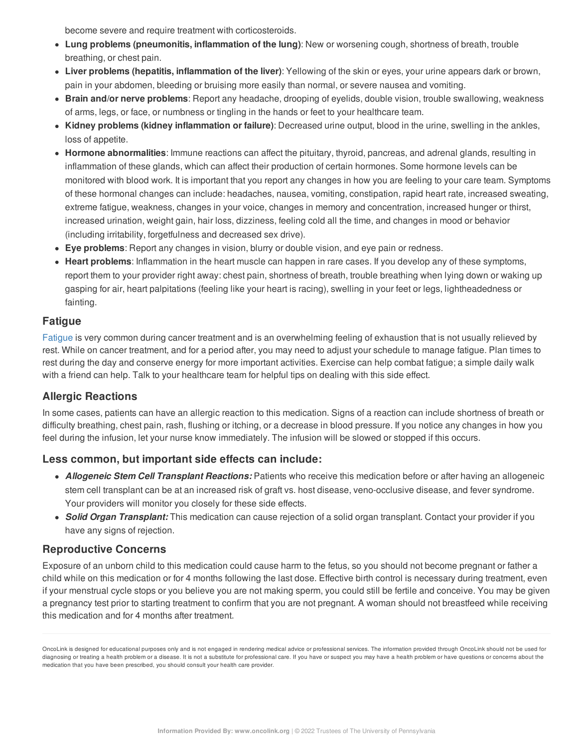become severe and require treatment with corticosteroids.

- **Lung problems (pneumonitis, inflammation of the lung)**: New or worsening cough, shortness of breath, trouble breathing, or chest pain.
- **Liver problems (hepatitis, inflammation of the liver)**: Yellowing of the skin or eyes, your urine appears dark or brown, pain in your abdomen, bleeding or bruising more easily than normal, or severe nausea and vomiting.
- **Brain and/or nerve problems**: Report any headache, drooping of eyelids, double vision, trouble swallowing, weakness of arms, legs, or face, or numbness or tingling in the hands or feet to your healthcare team.
- **Kidney problems (kidney inflammation or failure)**: Decreased urine output, blood in the urine, swelling in the ankles, loss of appetite.
- **Hormone abnormalities**: Immune reactions can affect the pituitary, thyroid, pancreas, and adrenal glands, resulting in inflammation of these glands, which can affect their production of certain hormones. Some hormone levels can be monitored with blood work. It is important that you report any changes in how you are feeling to your care team. Symptoms of these hormonal changes can include: headaches, nausea, vomiting, constipation, rapid heart rate, increased sweating, extreme fatigue, weakness, changes in your voice, changes in memory and concentration, increased hunger or thirst, increased urination, weight gain, hair loss, dizziness, feeling cold all the time, and changes in mood or behavior (including irritability, forgetfulness and decreased sex drive).
- **Eye problems**: Report any changes in vision, blurry or double vision, and eye pain or redness.
- **Heart problems**: Inflammation in the heart muscle can happen in rare cases. If you develop any of these symptoms, report them to your provider right away: chest pain, shortness of breath, trouble breathing when lying down or waking up gasping for air, heart palpitations (feeling like your heart is racing), swelling in your feet or legs, lightheadedness or fainting.

## Fatigue

Fatigue is very common during cancer treatment and is an overwhelming feeling of exhaustion that is not usually relieved by rest. While on cancer treatment, and for a period after, you may need to adjust your schedule to manage fatigue. Plan times to rest during the day and conserve energy for more important activities. Exercise can help combat fatigue; a simple daily walk with a friend can help. Talk to your healthcare team for helpful tips on dealing with this side effect.

## Allergic Reactions

In some cases, patients can have an allergic reaction to this medication. Signs of a reaction can include shortness of breath or difficulty breathing, chest pain, rash, flushing or itching, or a decrease in blood pressure. If you notice any changes in how you feel during the infusion, let your nurse know immediately. The infusion will be slowed or stopped if this occurs.

## Less common, but important side effects can include:

- ***Allogeneic Stem Cell Transplant Reactions:*** Patients who receive this medication before or after having an allogeneic stem cell transplant can be at an increased risk of graft vs. host disease, veno-occlusive disease, and fever syndrome. Your providers will monitor you closely for these side effects.
- ***Solid Organ Transplant:*** This medication can cause rejection of a solid organ transplant. Contact your provider if you have any signs of rejection.

## Reproductive Concerns

Exposure of an unborn child to this medication could cause harm to the fetus, so you should not become pregnant or father a child while on this medication or for 4 months following the last dose. Effective birth control is necessary during treatment, even if your menstrual cycle stops or you believe you are not making sperm, you could still be fertile and conceive. You may be given a pregnancy test prior to starting treatment to confirm that you are not pregnant. A woman should not breastfeed while receiving this medication and for 4 months after treatment.

---

OncoLink is designed for educational purposes only and is not engaged in rendering medical advice or professional services. The information provided through OncoLink should not be used for diagnosing or treating a health problem or a disease. It is not a substitute for professional care. If you have or suspect you may have a health problem or have questions or concerns about the medication that you have been prescribed, you should consult your health care provider.